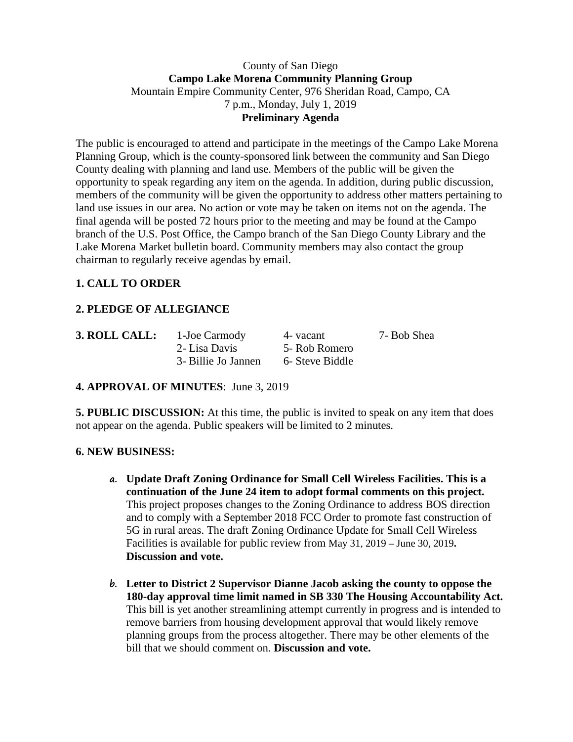County of San Diego

**Campo Lake Morena Community Planning Group**

Mountain Empire Community Center, 976 Sheridan Road, Campo, CA

7 p.m., Monday, July 1, 2019

**Preliminary Agenda**

The public is encouraged to attend and participate in the meetings of the Campo Lake Morena Planning Group, which is the county-sponsored link between the community and San Diego County dealing with planning and land use. Members of the public will be given the opportunity to speak regarding any item on the agenda. In addition, during public discussion, members of the community will be given the opportunity to address other matters pertaining to land use issues in our area. No action or vote may be taken on items not on the agenda. The final agenda will be posted 72 hours prior to the meeting and may be found at the Campo branch of the U.S. Post Office, the Campo branch of the San Diego County Library and the Lake Morena Market bulletin board. Community members may also contact the group chairman to regularly receive agendas by email.

**1. CALL TO ORDER**

**2. PLEDGE OF ALLEGIANCE**

**3. ROLL CALL:**

| 1-Joe Carmody | 4- vacant | 7- Bob Shea |
|---|---|---|
| 2- Lisa Davis | 5- Rob Romero | |
| 3- Billie Jo Jannen | 6- Steve Biddle | |

**4. APPROVAL OF MINUTES**: June 3, 2019

**5. PUBLIC DISCUSSION:** At this time, the public is invited to speak on any item that does not appear on the agenda. Public speakers will be limited to 2 minutes.

**6. NEW BUSINESS:**

a. **Update Draft Zoning Ordinance for Small Cell Wireless Facilities. This is a continuation of the June 24 item to adopt formal comments on this project.** This project proposes changes to the Zoning Ordinance to address BOS direction and to comply with a September 2018 FCC Order to promote fast construction of 5G in rural areas. The draft Zoning Ordinance Update for Small Cell Wireless Facilities is available for public review from May 31, 2019 – June 30, 2019**. Discussion and vote.**

b. **Letter to District 2 Supervisor Dianne Jacob asking the county to oppose the 180-day approval time limit named in SB 330 The Housing Accountability Act.** This bill is yet another streamlining attempt currently in progress and is intended to remove barriers from housing development approval that would likely remove planning groups from the process altogether. There may be other elements of the bill that we should comment on. **Discussion and vote.**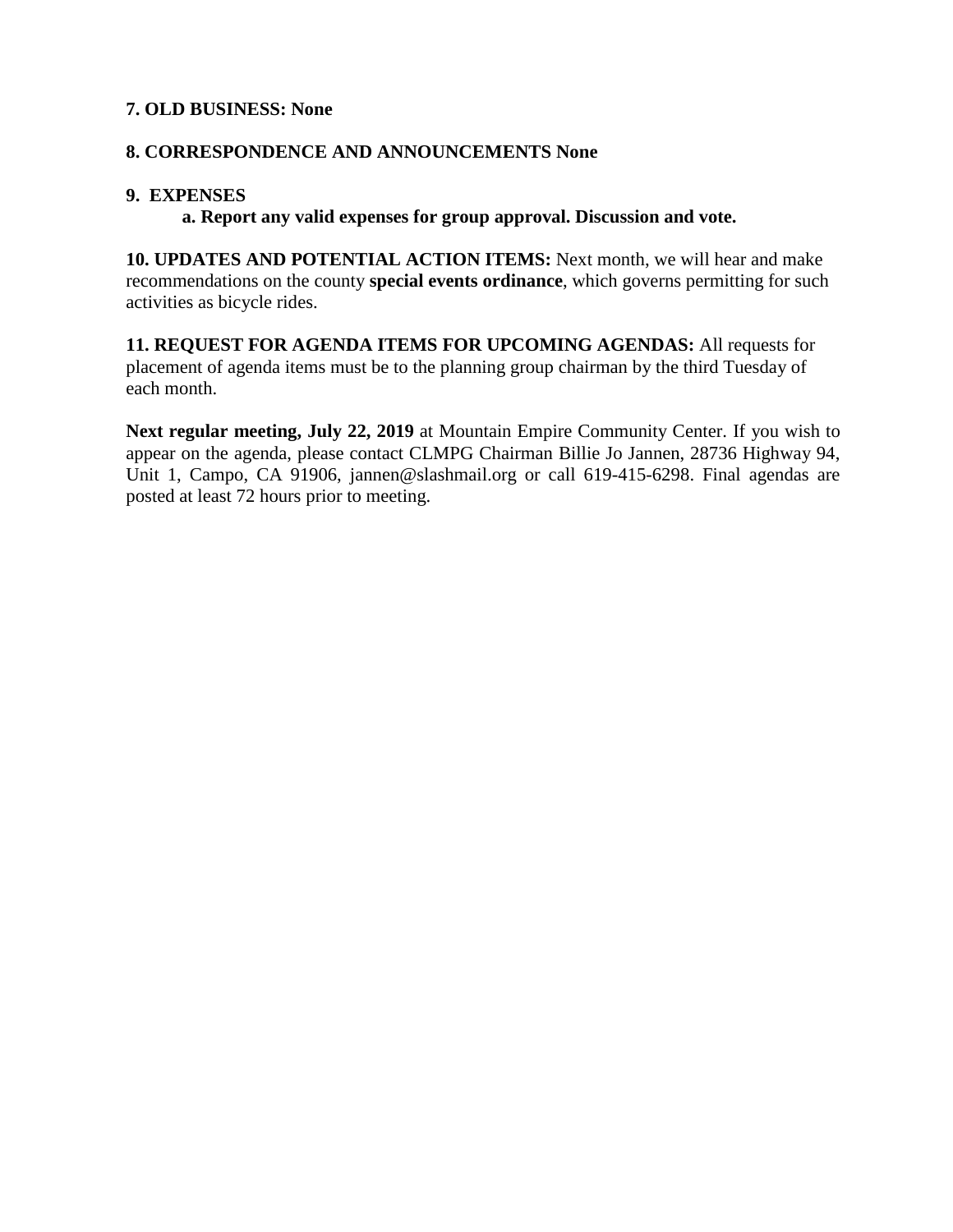**7. OLD BUSINESS: None**

**8. CORRESPONDENCE AND ANNOUNCEMENTS None**

**9. EXPENSES**

**a. Report any valid expenses for group approval. Discussion and vote.**

**10. UPDATES AND POTENTIAL ACTION ITEMS:** Next month, we will hear and make recommendations on the county **special events ordinance**, which governs permitting for such activities as bicycle rides.

**11. REQUEST FOR AGENDA ITEMS FOR UPCOMING AGENDAS:** All requests for placement of agenda items must be to the planning group chairman by the third Tuesday of each month.

**Next regular meeting, July 22, 2019** at Mountain Empire Community Center. If you wish to appear on the agenda, please contact CLMPG Chairman Billie Jo Jannen, 28736 Highway 94, Unit 1, Campo, CA 91906, jannen@slashmail.org or call 619-415-6298. Final agendas are posted at least 72 hours prior to meeting.